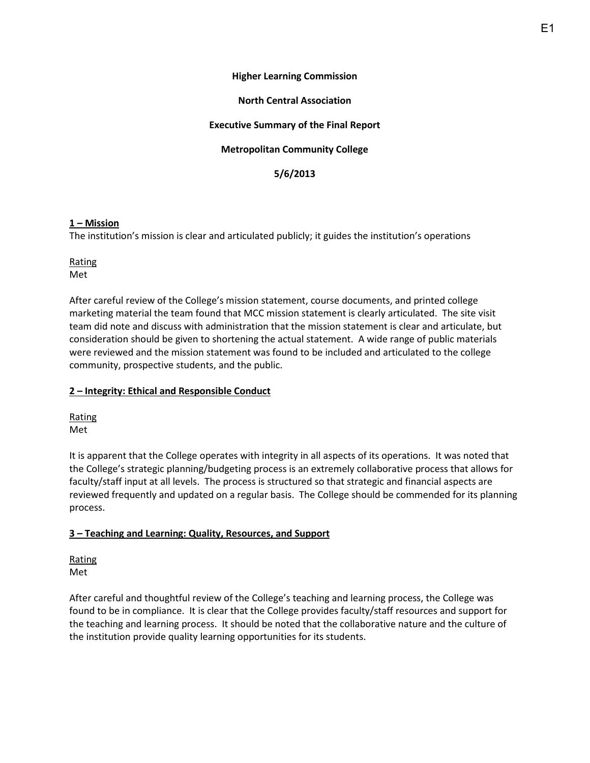**Higher Learning Commission**

**North Central Association**

**Executive Summary of the Final Report**

**Metropolitan Community College**

**5/6/2013**

## 1 – Mission

The institution's mission is clear and articulated publicly; it guides the institution's operations

Rating
Met

After careful review of the College's mission statement, course documents, and printed college marketing material the team found that MCC mission statement is clearly articulated. The site visit team did note and discuss with administration that the mission statement is clear and articulate, but consideration should be given to shortening the actual statement. A wide range of public materials were reviewed and the mission statement was found to be included and articulated to the college community, prospective students, and the public.

## 2 – Integrity: Ethical and Responsible Conduct

Rating
Met

It is apparent that the College operates with integrity in all aspects of its operations. It was noted that the College's strategic planning/budgeting process is an extremely collaborative process that allows for faculty/staff input at all levels. The process is structured so that strategic and financial aspects are reviewed frequently and updated on a regular basis. The College should be commended for its planning process.

## 3 – Teaching and Learning: Quality, Resources, and Support

Rating
Met

After careful and thoughtful review of the College's teaching and learning process, the College was found to be in compliance. It is clear that the College provides faculty/staff resources and support for the teaching and learning process. It should be noted that the collaborative nature and the culture of the institution provide quality learning opportunities for its students.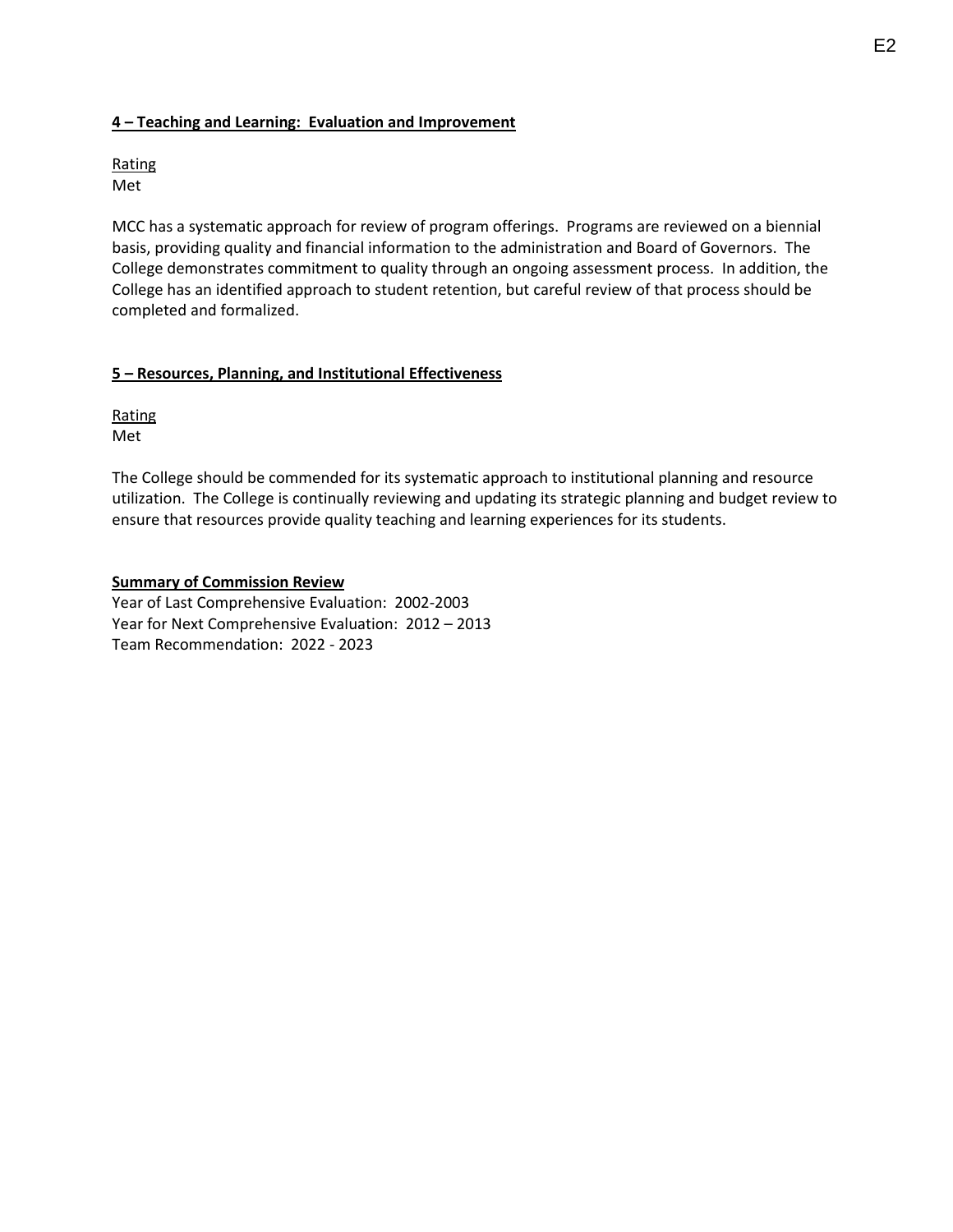**4 – Teaching and Learning: Evaluation and Improvement**

Rating
Met

MCC has a systematic approach for review of program offerings. Programs are reviewed on a biennial basis, providing quality and financial information to the administration and Board of Governors. The College demonstrates commitment to quality through an ongoing assessment process. In addition, the College has an identified approach to student retention, but careful review of that process should be completed and formalized.

**5 – Resources, Planning, and Institutional Effectiveness**

Rating
Met

The College should be commended for its systematic approach to institutional planning and resource utilization. The College is continually reviewing and updating its strategic planning and budget review to ensure that resources provide quality teaching and learning experiences for its students.

**Summary of Commission Review**

Year of Last Comprehensive Evaluation: 2002-2003
Year for Next Comprehensive Evaluation: 2012 – 2013
Team Recommendation: 2022 - 2023